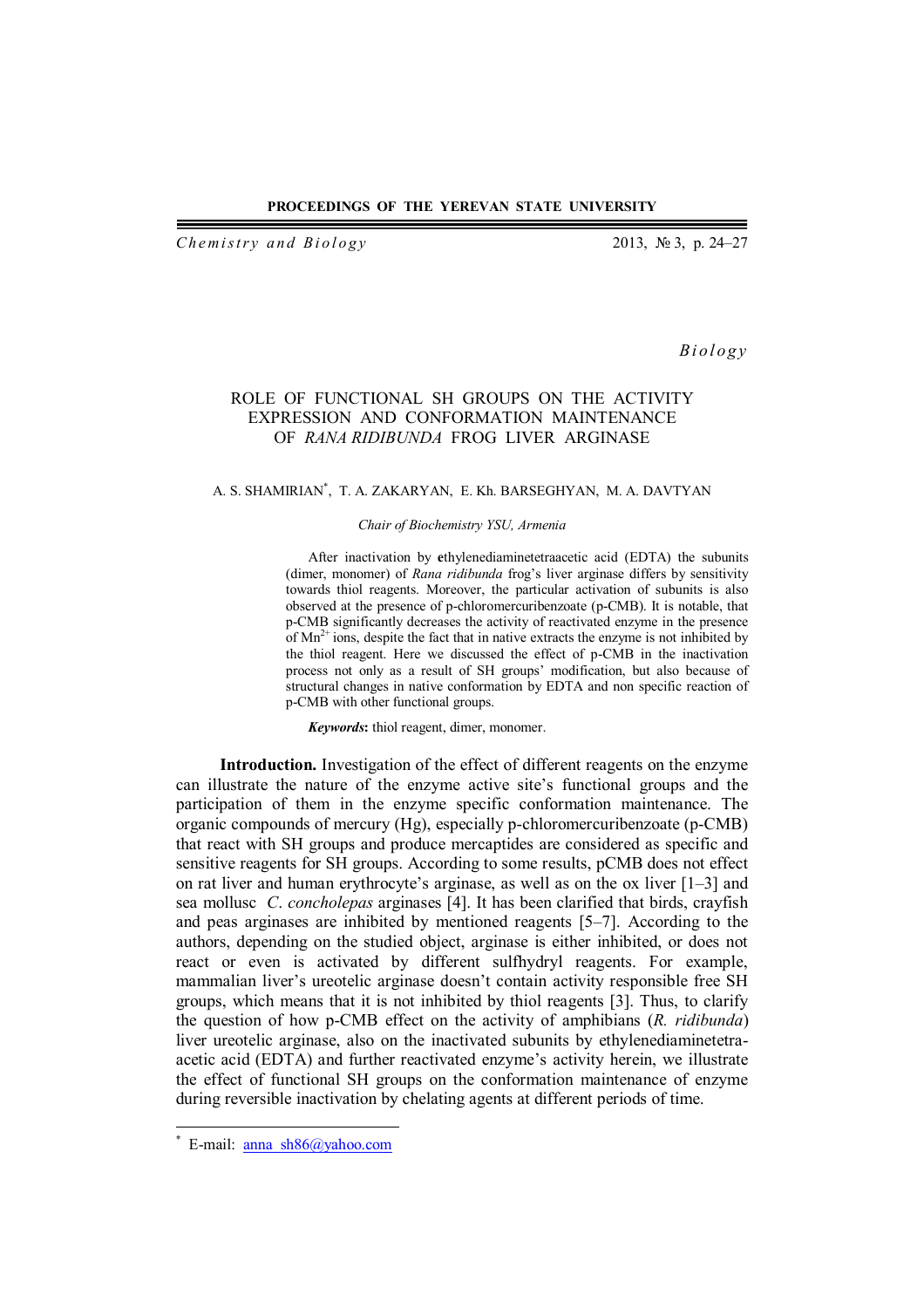*Biology*

# ROLE OF FUNCTIONAL SH GROUPS ON THE ACTIVITY EXPRESSION AND CONFORMATION MAINTENANCE OF *RANA RIDIBUNDA* FROG LIVER ARGINASE

A. S. SHAMIRIAN*, T. A. ZAKARYAN, E. Kh. BARSEGHYAN, M. A. DAVTYAN

*Chair of Biochemistry YSU, Armenia*

After inactivation by ethylenediaminetetraacetic acid (EDTA) the subunits (dimer, monomer) of *Rana ridibunda* frog's liver arginase differs by sensitivity towards thiol reagents. Moreover, the particular activation of subunits is also observed at the presence of p-chloromercuribenzoate (p-CMB). It is notable, that p-CMB significantly decreases the activity of reactivated enzyme in the presence of $Mn^{2+}$ ions, despite the fact that in native extracts the enzyme is not inhibited by the thiol reagent. Here we discussed the effect of p-CMB in the inactivation process not only as a result of SH groups' modification, but also because of structural changes in native conformation by EDTA and non specific reaction of p-CMB with other functional groups.

***Keywords*:** thiol reagent, dimer, monomer.

**Introduction.** Investigation of the effect of different reagents on the enzyme can illustrate the nature of the enzyme active site's functional groups and the participation of them in the enzyme specific conformation maintenance. The organic compounds of mercury (Hg), especially p-chloromercuribenzoate (p-CMB) that react with SH groups and produce mercaptides are considered as specific and sensitive reagents for SH groups. According to some results, pCMB does not effect on rat liver and human erythrocyte's arginase, as well as on the ox liver [1–3] and sea mollusc *C. concholepas* arginases [4]. It has been clarified that birds, crayfish and peas arginases are inhibited by mentioned reagents [5–7]. According to the authors, depending on the studied object, arginase is either inhibited, or does not react or even is activated by different sulfhydryl reagents. For example, mammalian liver's ureotelic arginase doesn't contain activity responsible free SH groups, which means that it is not inhibited by thiol reagents [3]. Thus, to clarify the question of how p-CMB effect on the activity of amphibians (*R. ridibunda*) liver ureotelic arginase, also on the inactivated subunits by ethylenediaminetetra-acetic acid (EDTA) and further reactivated enzyme's activity herein, we illustrate the effect of functional SH groups on the conformation maintenance of enzyme during reversible inactivation by chelating agents at different periods of time.

---

* E-mail: anna_sh86@yahoo.com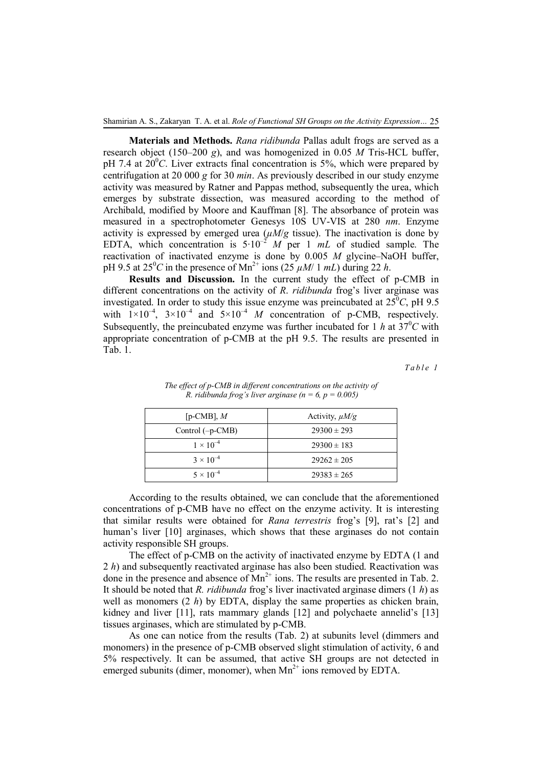**Materials and Methods.** *Rana ridibunda* Pallas adult frogs are served as a research object (150–200 *g*), and was homogenized in 0.05 *M* Tris-HCL buffer, pH 7.4 at $20^0C$. Liver extracts final concentration is 5%, which were prepared by centrifugation at 20 000 *g* for 30 *min*. As previously described in our study enzyme activity was measured by Ratner and Pappas method, subsequently the urea, which emerges by substrate dissection, was measured according to the method of Archibald, modified by Moore and Kauffman [8]. The absorbance of protein was measured in a spectrophotometer Genesys 10S UV-VIS at 280 *nm*. Enzyme activity is expressed by emerged urea (*μM*/*g* tissue). The inactivation is done by EDTA, which concentration is $5{\cdot}10^{-2}$ *M* per 1 *mL* of studied sample. The reactivation of inactivated enzyme is done by 0.005 *M* glycine–NaOH buffer, pH 9.5 at $25^0C$ in the presence of $Mn^{2+}$ ions (25 *μM*/ 1 *mL*) during 22 *h*.

**Results and Discussion.** In the current study the effect of p-CMB in different concentrations on the activity of *R. ridibunda* frog's liver arginase was investigated. In order to study this issue enzyme was preincubated at $25^0C$, pH 9.5 with $1\times10^{-4}$, $3\times10^{-4}$ and $5\times10^{-4}$ *M* concentration of p-CMB, respectively. Subsequently, the preincubated enzyme was further incubated for 1 *h* at $37^0C$ with appropriate concentration of p-CMB at the pH 9.5. The results are presented in Tab. 1.

*Table 1*

*The effect of p-CMB in different concentrations on the activity of R. ridibunda frog's liver arginase (n = 6, p = 0.005)*

| [p-CMB], *M* | Activity, *μM/g* |
|---|---|
| Control (–p-CMB) | 29300 ± 293 |
| $1 \times 10^{-4}$ | 29300 ± 183 |
| $3 \times 10^{-4}$ | 29262 ± 205 |
| $5 \times 10^{-4}$ | 29383 ± 265 |

According to the results obtained, we can conclude that the aforementioned concentrations of p-CMB have no effect on the enzyme activity. It is interesting that similar results were obtained for *Rana terrestris* frog's [9], rat's [2] and human's liver [10] arginases, which shows that these arginases do not contain activity responsible SH groups.

The effect of p-CMB on the activity of inactivated enzyme by EDTA (1 and 2 *h*) and subsequently reactivated arginase has also been studied. Reactivation was done in the presence and absence of $Mn^{2+}$ ions. The results are presented in Tab. 2. It should be noted that *R. ridibunda* frog's liver inactivated arginase dimers (1 *h*) as well as monomers (2 *h*) by EDTA, display the same properties as chicken brain, kidney and liver [11], rats mammary glands [12] and polychaete annelid's [13] tissues arginases, which are stimulated by p-CMB.

As one can notice from the results (Tab. 2) at subunits level (dimmers and monomers) in the presence of p-CMB observed slight stimulation of activity, 6 and 5% respectively. It can be assumed, that active SH groups are not detected in emerged subunits (dimer, monomer), when $Mn^{2+}$ ions removed by EDTA.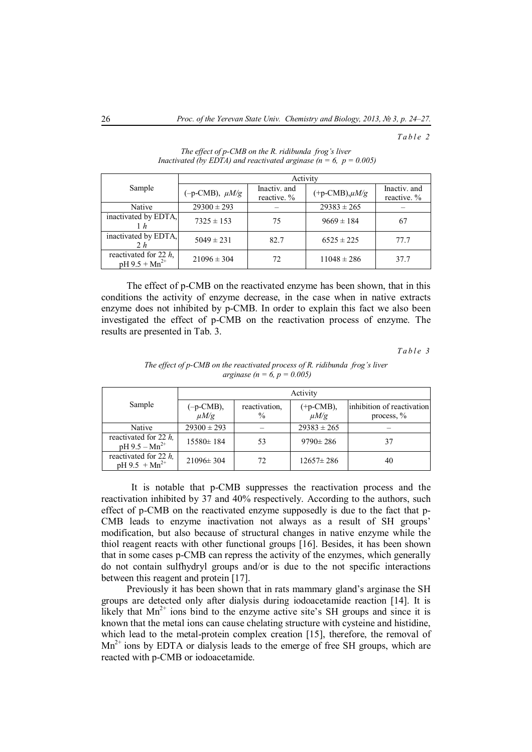*Table 2*

*The effect of p-CMB on the R. ridibunda frog's liver Inactivated (by EDTA) and reactivated arginase ($n = 6$, $p = 0.005$)*

| Sample | Activity | | | |
|---|---|---|---|---|
| | (–p-CMB), *μM/g* | Inactiv. and reactive. % | (+p-CMB),*μM/g* | Inactiv. and reactive. % |
| Native | 29300 ± 293 | – | 29383 ± 265 | – |
| inactivated by EDTA, 1 *h* | 7325 ± 153 | 75 | 9669 ± 184 | 67 |
| inactivated by EDTA, 2 *h* | 5049 ± 231 | 82.7 | 6525 ± 225 | 77.7 |
| reactivated for 22 *h*, pH 9.5 + $Mn^{2+}$ | 21096 ± 304 | 72 | 11048 ± 286 | 37.7 |

The effect of p-CMB on the reactivated enzyme has been shown, that in this conditions the activity of enzyme decrease, in the case when in native extracts enzyme does not inhibited by p-CMB. In order to explain this fact we also been investigated the effect of p-CMB on the reactivation process of enzyme. The results are presented in Tab. 3.

*Table 3*

*The effect of p-CMB on the reactivated process of R. ridibunda frog's liver arginase ($n = 6$, $p = 0.005$)*

| Sample | Activity | | | |
|---|---|---|---|---|
| | (–p-CMB), *μM/g* | reactivation, % | (+p-CMB), *μM/g* | inhibition of reactivation process, % |
| Native | 29300 ± 293 | – | 29383 ± 265 | – |
| reactivated for 22 *h*, pH 9.5 – $Mn^{2+}$ | 15580± 184 | 53 | 9790± 286 | 37 |
| reactivated for 22 *h*, pH 9.5 + $Mn^{2+}$ | 21096± 304 | 72 | 12657± 286 | 40 |

It is notable that p-CMB suppresses the reactivation process and the reactivation inhibited by 37 and 40% respectively. According to the authors, such effect of p-CMB on the reactivated enzyme supposedly is due to the fact that p-CMB leads to enzyme inactivation not always as a result of SH groups' modification, but also because of structural changes in native enzyme while the thiol reagent reacts with other functional groups [16]. Besides, it has been shown that in some cases p-CMB can repress the activity of the enzymes, which generally do not contain sulfhydryl groups and/or is due to the not specific interactions between this reagent and protein [17].

Previously it has been shown that in rats mammary gland's arginase the SH groups are detected only after dialysis during iodoacetamide reaction [14]. It is likely that $Mn^{2+}$ ions bind to the enzyme active site's SH groups and since it is known that the metal ions can cause chelating structure with cysteine and histidine, which lead to the metal-protein complex creation [15], therefore, the removal of $Mn^{2+}$ ions by EDTA or dialysis leads to the emerge of free SH groups, which are reacted with p-CMB or iodoacetamide.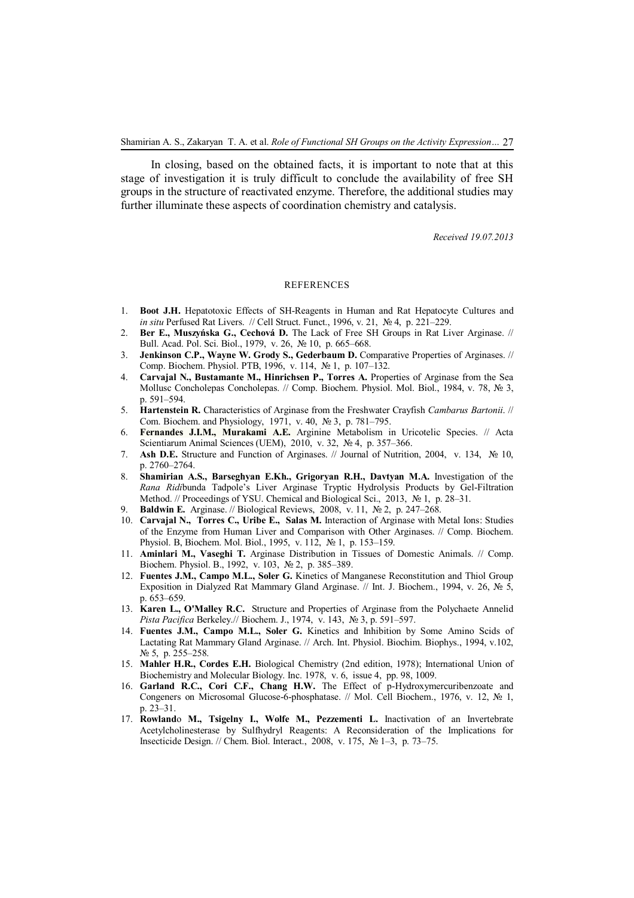In closing, based on the obtained facts, it is important to note that at this stage of investigation it is truly difficult to conclude the availability of free SH groups in the structure of reactivated enzyme. Therefore, the additional studies may further illuminate these aspects of coordination chemistry and catalysis.

*Received 19.07.2013*

## REFERENCES

1. **Boot J.H.** Hepatotoxic Effects of SH-Reagents in Human and Rat Hepatocyte Cultures and *in situ* Perfused Rat Livers. // Cell Struct. Funct., 1996, v. 21, № 4, p. 221–229.
2. **Ber E., Muszyńska G., Cechová D.** The Lack of Free SH Groups in Rat Liver Arginase. // Bull. Acad. Pol. Sci. Biol., 1979, v. 26, № 10, p. 665–668.
3. **Jenkinson C.P., Wayne W. Grody S., Gederbaum D.** Comparative Properties of Arginases. // Comp. Biochem. Physiol. PTB, 1996, v. 114, № 1, p. 107–132.
4. **Carvajal N., Bustamante M., Hinrichsen P., Torres A.** Properties of Arginase from the Sea Mollusc Concholepas Concholepas. // Comp. Biochem. Physiol. Mol. Biol., 1984, v. 78, № 3, p. 591–594.
5. **Hartenstein R.** Characteristics of Arginase from the Freshwater Crayfish *Cambarus Bartonii*. // Com. Biochem. and Physiology, 1971, v. 40, № 3, p. 781–795.
6. **Fernandes J.I.M., Murakami A.E.** Arginine Metabolism in Uricotelic Species. // Acta Scientiarum Animal Sciences (UEM), 2010, v. 32, № 4, p. 357–366.
7. **Ash D.E.** Structure and Function of Arginases. // Journal of Nutrition, 2004, v. 134, № 10, p. 2760–2764.
8. **Shamirian A.S., Barseghyan E.Kh., Grigoryan R.H., Davtyan M.A.** Investigation of the *Rana Ridi*bunda Tadpole's Liver Arginase Tryptic Hydrolysis Products by Gel-Filtration Method. // Proceedings of YSU. Chemical and Biological Sci., 2013, № 1, p. 28–31.
9. **Baldwin E.** Arginase. // Biological Reviews, 2008, v. 11, № 2, p. 247–268.
10. **Carvajal N., Torres C., Uribe E., Salas M.** Interaction of Arginase with Metal Ions: Studies of the Enzyme from Human Liver and Comparison with Other Arginases. // Comp. Biochem. Physiol. B, Biochem. Mol. Biol., 1995, v. 112, № 1, p. 153–159.
11. **Aminlari M., Vaseghi T.** Arginase Distribution in Tissues of Domestic Animals. // Comp. Biochem. Physiol. B., 1992, v. 103, № 2, p. 385–389.
12. **Fuentes J.M., Campo M.L., Soler G.** Kinetics of Manganese Reconstitution and Thiol Group Exposition in Dialyzed Rat Mammary Gland Arginase. // Int. J. Biochem., 1994, v. 26, № 5, p. 653–659.
13. **Karen L., O'Malley R.C.** Structure and Properties of Arginase from the Polychaete Annelid *Pista Pacifica* Berkeley.// Biochem. J., 1974, v. 143, № 3, p. 591–597.
14. **Fuentes J.M., Campo M.L., Soler G.** Kinetics and Inhibition by Some Amino Scids of Lactating Rat Mammary Gland Arginase. // Arch. Int. Physiol. Biochim. Biophys., 1994, v.102, № 5, p. 255–258.
15. **Mahler H.R., Cordes E.H.** Biological Chemistry (2nd edition, 1978); International Union of Biochemistry and Molecular Biology. Inc. 1978, v. 6, issue 4, pp. 98, 1009.
16. **Garland R.C., Cori C.F., Chang H.W.** The Effect of p-Hydroxymercuribenzoate and Congeners on Microsomal Glucose-6-phosphatase. // Mol. Cell Biochem., 1976, v. 12, № 1, p. 23–31.
17. **Rowlando M., Tsigelny I., Wolfe M., Pezzementi L.** Inactivation of an Invertebrate Acetylcholinesterase by Sulfhydryl Reagents: A Reconsideration of the Implications for Insecticide Design. // Chem. Biol. Interact., 2008, v. 175, № 1–3, p. 73–75.